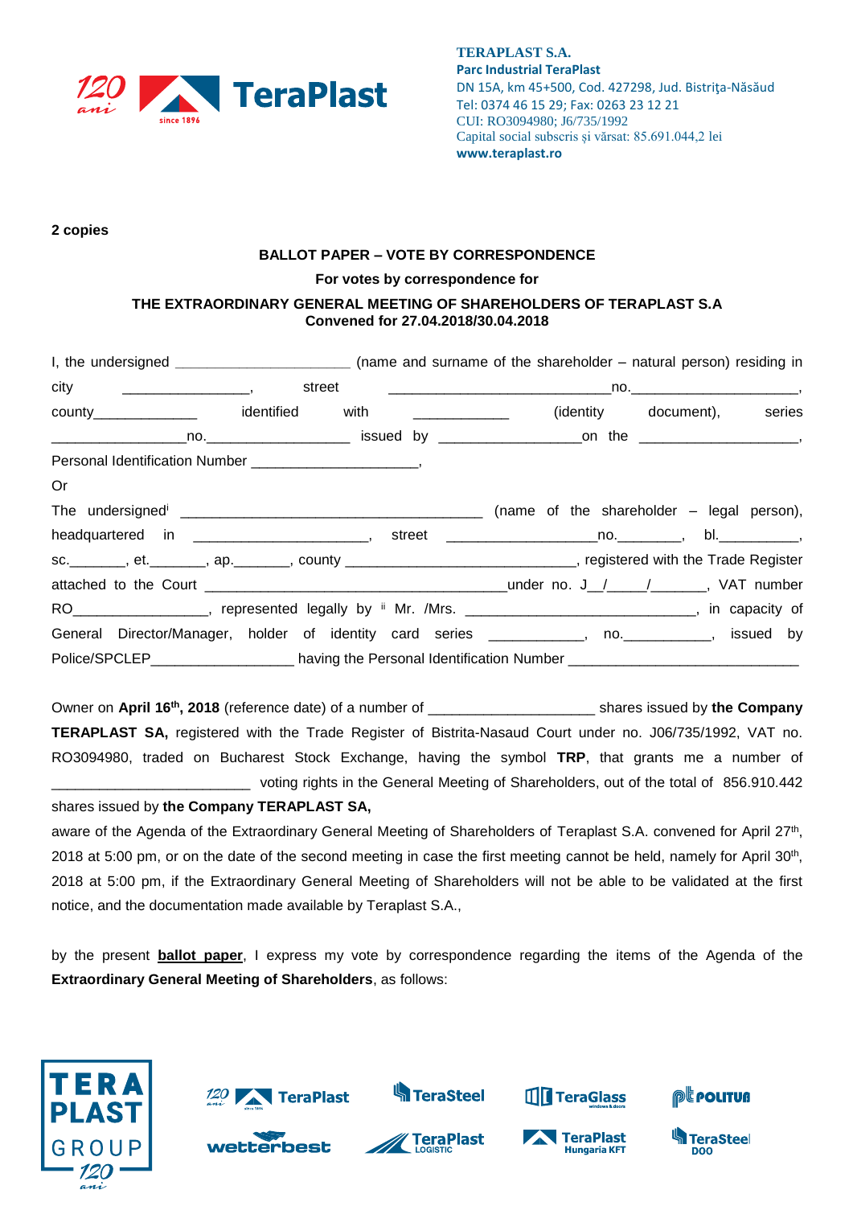**TERAPLAST S.A.**
**Parc Industrial TeraPlast**
DN 15A, km 45+500, Cod. 427298, Jud. Bistriţa-Năsăud
Tel: 0374 46 15 29; Fax: 0263 23 12 21
CUI: RO3094980; J6/735/1992
Capital social subscris şi vărsat: 85.691.044,2 lei
**www.teraplast.ro**

**2 copies**

**BALLOT PAPER – VOTE BY CORRESPONDENCE**

**For votes by correspondence for**

**THE EXTRAORDINARY GENERAL MEETING OF SHAREHOLDERS OF TERAPLAST S.A**
**Convened for 27.04.2018/30.04.2018**

I, the undersigned ______________________ (name and surname of the shareholder – natural person) residing in city ________________, street ____________________________no.______________________, county_____________ identified with ____________ (identity document), series _________________no.__________________ issued by __________________on the ____________________, Personal Identification Number ______________________,

Or

The undersigned[i] ______________________________________ (name of the shareholder – legal person), headquartered in ______________________, street ___________________no.________, bl.__________, sc._______, et._______, ap._______, county ______________________________, registered with the Trade Register attached to the Court ___________________________________under no. J__/_____/_______, VAT number RO_________________, represented legally by [ii] Mr. /Mrs. ______________________________, in capacity of General Director/Manager, holder of identity card series ____________, no.___________, issued by Police/SPCLEP__________________ having the Personal Identification Number _____________________________

Owner on **April 16th, 2018** (reference date) of a number of _____________________ shares issued by **the Company TERAPLAST SA,** registered with the Trade Register of Bistrita-Nasaud Court under no. J06/735/1992, VAT no. RO3094980, traded on Bucharest Stock Exchange, having the symbol **TRP**, that grants me a number of _________________________ voting rights in the General Meeting of Shareholders, out of the total of 856.910.442 shares issued by **the Company TERAPLAST SA,**

aware of the Agenda of the Extraordinary General Meeting of Shareholders of Teraplast S.A. convened for April 27th, 2018 at 5:00 pm, or on the date of the second meeting in case the first meeting cannot be held, namely for April 30th, 2018 at 5:00 pm, if the Extraordinary General Meeting of Shareholders will not be able to be validated at the first notice, and the documentation made available by Teraplast S.A.,

by the present **ballot paper**, I express my vote by correspondence regarding the items of the Agenda of the **Extraordinary General Meeting of Shareholders**, as follows: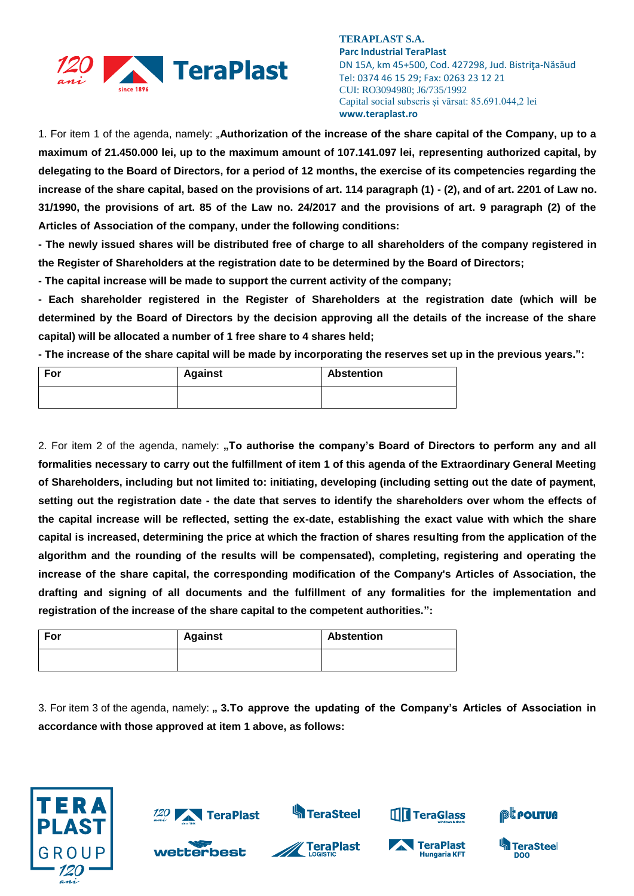1. For item 1 of the agenda, namely: „**Authorization of the increase of the share capital of the Company, up to a maximum of 21.450.000 lei, up to the maximum amount of 107.141.097 lei, representing authorized capital, by delegating to the Board of Directors, for a period of 12 months, the exercise of its competencies regarding the increase of the share capital, based on the provisions of art. 114 paragraph (1) - (2), and of art. 2201 of Law no. 31/1990, the provisions of art. 85 of the Law no. 24/2017 and the provisions of art. 9 paragraph (2) of the Articles of Association of the company, under the following conditions:**

**- The newly issued shares will be distributed free of charge to all shareholders of the company registered in the Register of Shareholders at the registration date to be determined by the Board of Directors;**

**- The capital increase will be made to support the current activity of the company;**

**- Each shareholder registered in the Register of Shareholders at the registration date (which will be determined by the Board of Directors by the decision approving all the details of the increase of the share capital) will be allocated a number of 1 free share to 4 shares held;**

**- The increase of the share capital will be made by incorporating the reserves set up in the previous years.":**

| For | Against | Abstention |
|---|---|---|
| | | |

2. For item 2 of the agenda, namely: **„To authorise the company's Board of Directors to perform any and all formalities necessary to carry out the fulfillment of item 1 of this agenda of the Extraordinary General Meeting of Shareholders, including but not limited to: initiating, developing (including setting out the date of payment, setting out the registration date - the date that serves to identify the shareholders over whom the effects of the capital increase will be reflected, setting the ex-date, establishing the exact value with which the share capital is increased, determining the price at which the fraction of shares resulting from the application of the algorithm and the rounding of the results will be compensated), completing, registering and operating the increase of the share capital, the corresponding modification of the Company's Articles of Association, the drafting and signing of all documents and the fulfillment of any formalities for the implementation and registration of the increase of the share capital to the competent authorities.":**

| For | Against | Abstention |
|---|---|---|
| | | |

3. For item 3 of the agenda, namely: **„ 3.To approve the updating of the Company's Articles of Association in accordance with those approved at item 1 above, as follows:**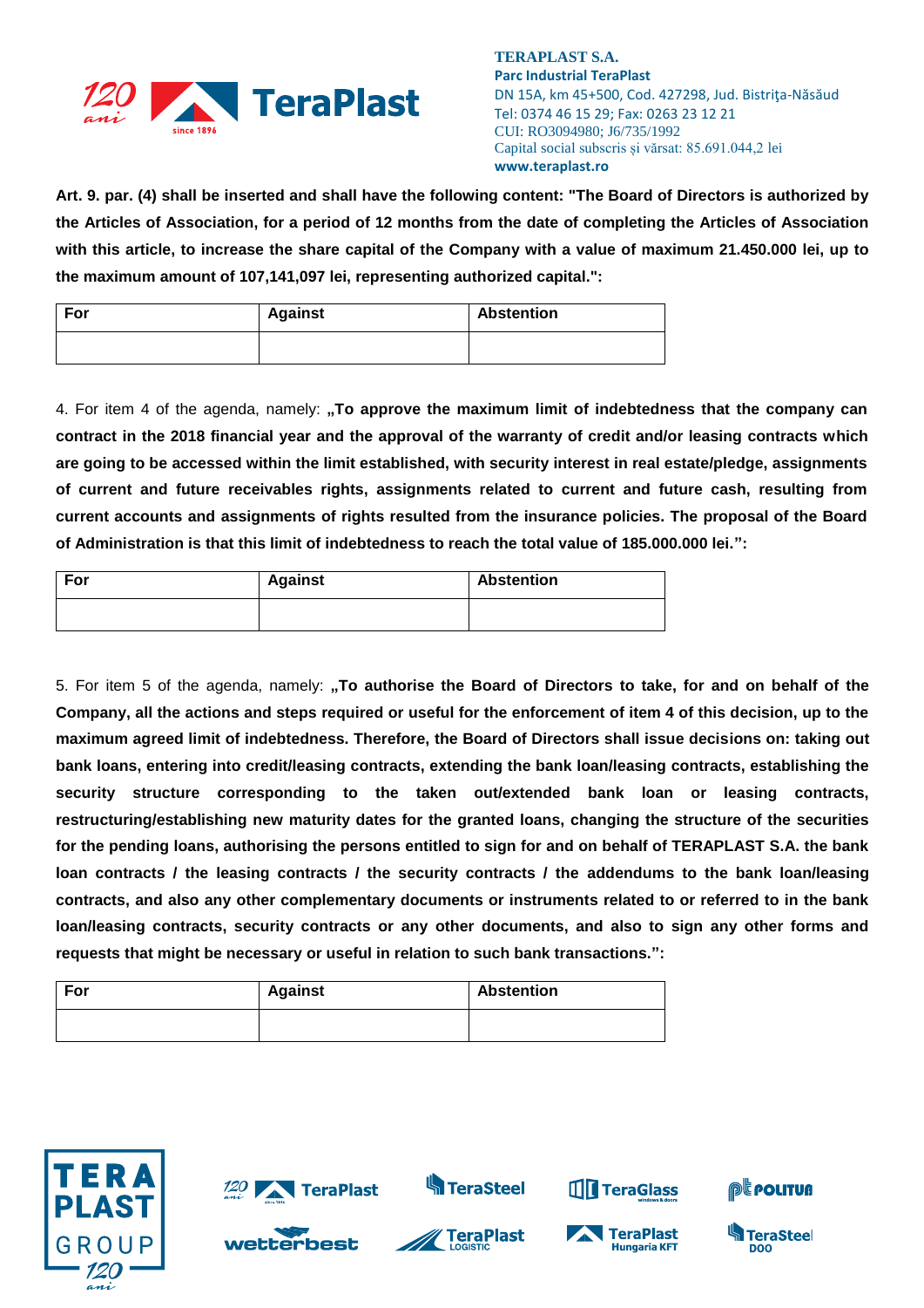**Art. 9. par. (4) shall be inserted and shall have the following content: "The Board of Directors is authorized by the Articles of Association, for a period of 12 months from the date of completing the Articles of Association with this article, to increase the share capital of the Company with a value of maximum 21.450.000 lei, up to the maximum amount of 107,141,097 lei, representing authorized capital.":**

| For | Against | Abstention |
|---|---|---|
| | | |

4. For item 4 of the agenda, namely: **„To approve the maximum limit of indebtedness that the company can contract in the 2018 financial year and the approval of the warranty of credit and/or leasing contracts which are going to be accessed within the limit established, with security interest in real estate/pledge, assignments of current and future receivables rights, assignments related to current and future cash, resulting from current accounts and assignments of rights resulted from the insurance policies. The proposal of the Board of Administration is that this limit of indebtedness to reach the total value of 185.000.000 lei.":**

| For | Against | Abstention |
|---|---|---|
| | | |

5. For item 5 of the agenda, namely: **„To authorise the Board of Directors to take, for and on behalf of the Company, all the actions and steps required or useful for the enforcement of item 4 of this decision, up to the maximum agreed limit of indebtedness. Therefore, the Board of Directors shall issue decisions on: taking out bank loans, entering into credit/leasing contracts, extending the bank loan/leasing contracts, establishing the security structure corresponding to the taken out/extended bank loan or leasing contracts, restructuring/establishing new maturity dates for the granted loans, changing the structure of the securities for the pending loans, authorising the persons entitled to sign for and on behalf of TERAPLAST S.A. the bank loan contracts / the leasing contracts / the security contracts / the addendums to the bank loan/leasing contracts, and also any other complementary documents or instruments related to or referred to in the bank loan/leasing contracts, security contracts or any other documents, and also to sign any other forms and requests that might be necessary or useful in relation to such bank transactions.":**

| For | Against | Abstention |
|---|---|---|
| | | |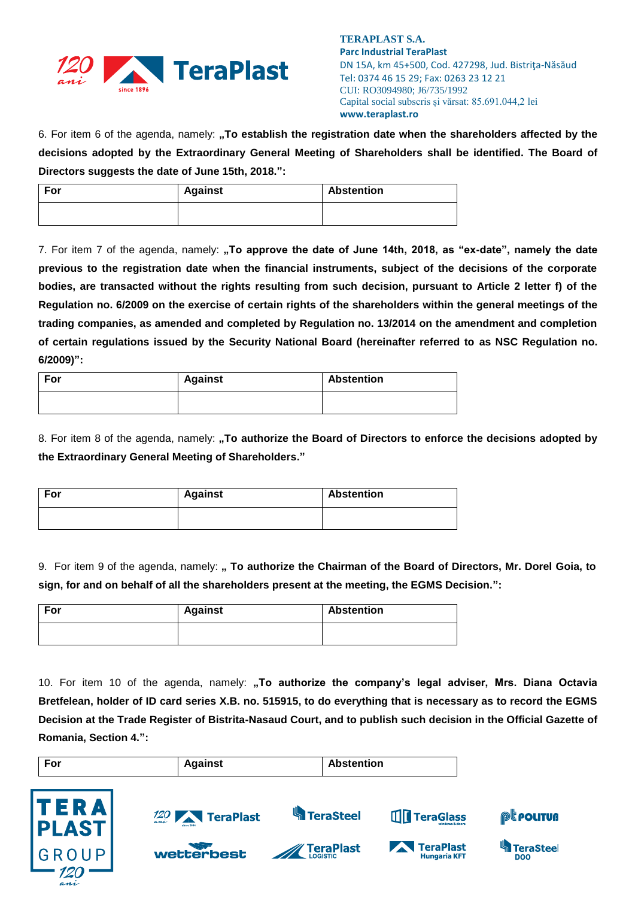6. For item 6 of the agenda, namely: **„To establish the registration date when the shareholders affected by the decisions adopted by the Extraordinary General Meeting of Shareholders shall be identified. The Board of Directors suggests the date of June 15th, 2018.":**

| For | Against | Abstention |
|---|---|---|
| | | |

7. For item 7 of the agenda, namely: **„To approve the date of June 14th, 2018, as "ex-date", namely the date previous to the registration date when the financial instruments, subject of the decisions of the corporate bodies, are transacted without the rights resulting from such decision, pursuant to Article 2 letter f) of the Regulation no. 6/2009 on the exercise of certain rights of the shareholders within the general meetings of the trading companies, as amended and completed by Regulation no. 13/2014 on the amendment and completion of certain regulations issued by the Security National Board (hereinafter referred to as NSC Regulation no. 6/2009)":**

| For | Against | Abstention |
|---|---|---|
| | | |

8. For item 8 of the agenda, namely: **„To authorize the Board of Directors to enforce the decisions adopted by the Extraordinary General Meeting of Shareholders."**

| For | Against | Abstention |
|---|---|---|
| | | |

9. For item 9 of the agenda, namely: **„ To authorize the Chairman of the Board of Directors, Mr. Dorel Goia, to sign, for and on behalf of all the shareholders present at the meeting, the EGMS Decision.":**

| For | Against | Abstention |
|---|---|---|
| | | |

10. For item 10 of the agenda, namely: **„To authorize the company's legal adviser, Mrs. Diana Octavia Bretfelean, holder of ID card series X.B. no. 515915, to do everything that is necessary as to record the EGMS Decision at the Trade Register of Bistrita-Nasaud Court, and to publish such decision in the Official Gazette of Romania, Section 4.":**

| For | Against | Abstention |
|---|---|---|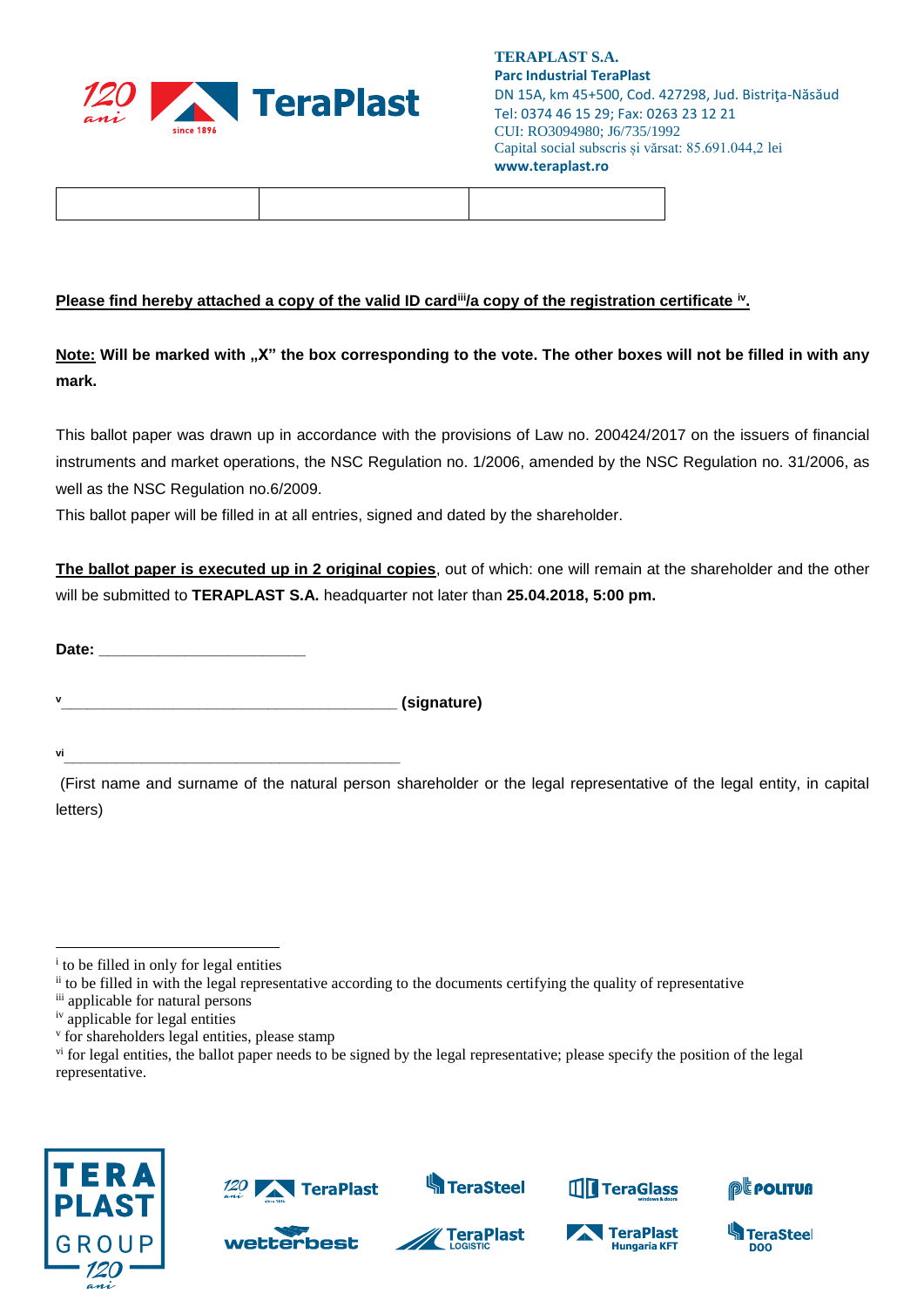**TERAPLAST S.A.**
**Parc Industrial TeraPlast**
DN 15A, km 45+500, Cod. 427298, Jud. Bistriţa-Năsăud
Tel: 0374 46 15 29; Fax: 0263 23 12 21
CUI: RO3094980; J6/735/1992
Capital social subscris şi vărsat: 85.691.044,2 lei
**www.teraplast.ro**

| | | |
|---|---|---|
| | | |

**Please find hereby attached a copy of the valid ID card[iii]/a copy of the registration certificate [iv].**

**Note: Will be marked with „X" the box corresponding to the vote. The other boxes will not be filled in with any mark.**

This ballot paper was drawn up in accordance with the provisions of Law no. 200424/2017 on the issuers of financial instruments and market operations, the NSC Regulation no. 1/2006, amended by the NSC Regulation no. 31/2006, as well as the NSC Regulation no.6/2009.

This ballot paper will be filled in at all entries, signed and dated by the shareholder.

**The ballot paper is executed up in 2 original copies**, out of which: one will remain at the shareholder and the other will be submitted to **TERAPLAST S.A.** headquarter not later than **25.04.2018, 5:00 pm.**

**Date:** ________________________

[v]________________________________________ **(signature)**

[vi]________________________________________

(First name and surname of the natural person shareholder or the legal representative of the legal entity, in capital letters)

---

[i] to be filled in only for legal entities

[ii] to be filled in with the legal representative according to the documents certifying the quality of representative

[iii] applicable for natural persons

[iv] applicable for legal entities

[v] for shareholders legal entities, please stamp

[vi] for legal entities, the ballot paper needs to be signed by the legal representative; please specify the position of the legal representative.